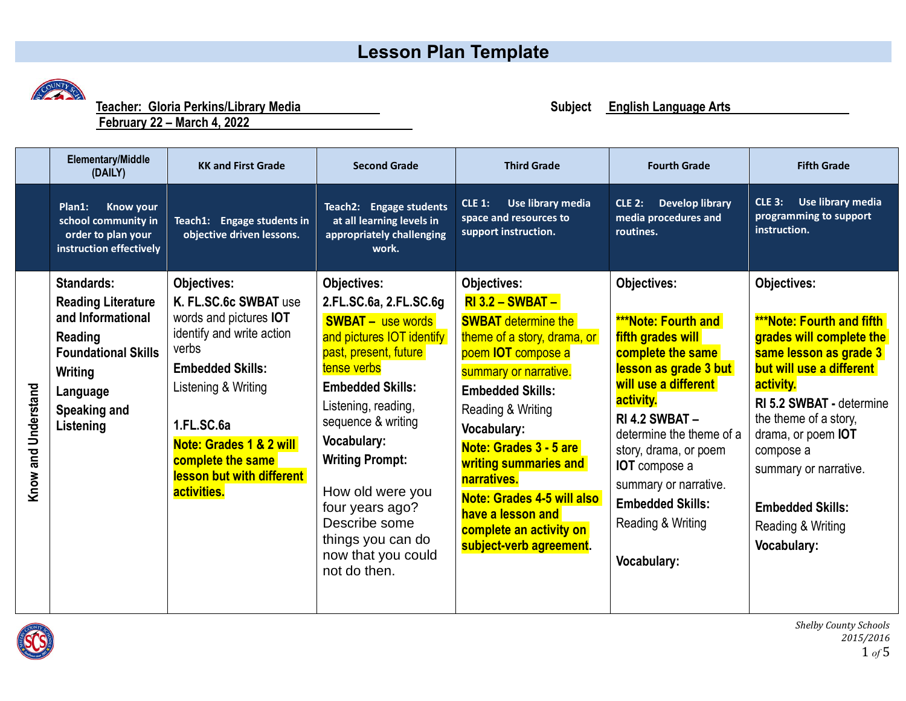# Lesson Plan Template

**Teacher:** Gloria Perkins/Library Media **Subject** English Language Arts

February 22 – March 4, 2022

| | Elementary/Middle (DAILY) | KK and First Grade | Second Grade | Third Grade | Fourth Grade | Fifth Grade |
|---|---|---|---|---|---|---|
| | Plan1: Know your school community in order to plan your instruction effectively | Teach1: Engage students in objective driven lessons. | Teach2: Engage students at all learning levels in appropriately challenging work. | CLE 1: Use library media space and resources to support instruction. | CLE 2: Develop library media procedures and routines. | CLE 3: Use library media programming to support instruction. |
| Know and Understand | **Standards:** **Reading Literature and Informational Reading Foundational Skills** **Writing** **Language** **Speaking and Listening** | **Objectives:** **K. FL.SC.6c SWBAT** use words and pictures **IOT** identify and write action verbs **Embedded Skills:** Listening & Writing **1.FL.SC.6a** **Note: Grades 1 & 2 will complete the same lesson but with different activities.** | **Objectives:** **2.FL.SC.6a, 2.FL.SC.6g** **SWBAT –** use words and pictures IOT identify past, present, future tense verbs **Embedded Skills:** Listening, reading, sequence & writing **Vocabulary:** **Writing Prompt:** How old were you four years ago? Describe some things you can do now that you could not do then. | **Objectives:** **RI 3.2 – SWBAT –** **SWBAT** determine the theme of a story, drama, or poem **IOT** compose a summary or narrative. **Embedded Skills:** Reading & Writing **Vocabulary:** **Note: Grades 3 - 5 are writing summaries and narratives.** **Note: Grades 4-5 will also have a lesson and complete an activity on subject-verb agreement.** | **Objectives:** **\*\*\*Note: Fourth and fifth grades will complete the same lesson as grade 3 but will use a different activity.** **RI 4.2 SWBAT –** determine the theme of a story, drama, or poem **IOT** compose a summary or narrative. **Embedded Skills:** Reading & Writing **Vocabulary:** | **Objectives:** **\*\*\*Note: Fourth and fifth grades will complete the same lesson as grade 3 but will use a different activity.** **RI 5.2 SWBAT -** determine the theme of a story, drama, or poem **IOT** compose a summary or narrative. **Embedded Skills:** Reading & Writing **Vocabulary:** |

*Shelby County Schools 2015/2016*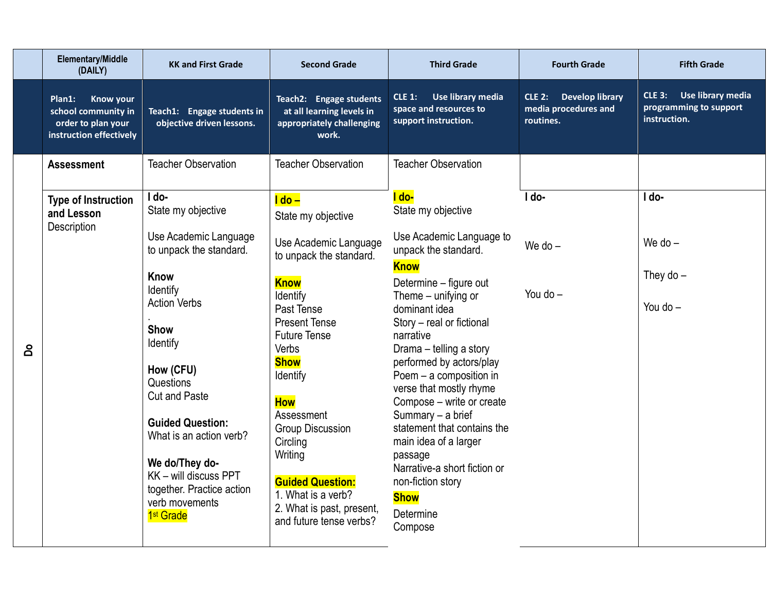| | Elementary/Middle (DAILY) | KK and First Grade | Second Grade | Third Grade | Fourth Grade | Fifth Grade |
|---|---|---|---|---|---|---|
| | **Plan1: Know your school community in order to plan your instruction effectively** | **Teach1: Engage students in objective driven lessons.** | **Teach2: Engage students at all learning levels in appropriately challenging work.** | **CLE 1: Use library media space and resources to support instruction.** | **CLE 2: Develop library media procedures and routines.** | **CLE 3: Use library media programming to support instruction.** |
| **Do** | **Assessment** | Teacher Observation | Teacher Observation | Teacher Observation | | |
| | **Type of Instruction and Lesson** Description | **I do-**<br>State my objective<br><br>Use Academic Language to unpack the standard.<br><br>**Know**<br>Identify<br>Action Verbs<br>.<br>**Show**<br>Identify<br><br>**How (CFU)**<br>Questions<br>Cut and Paste<br><br>**Guided Question:**<br>What is an action verb?<br><br>**We do/They do-**<br>KK – will discuss PPT together. Practice action verb movements<br>1st Grade | **I do –**<br>State my objective<br><br>Use Academic Language to unpack the standard.<br><br>**Know**<br>Identify<br>Past Tense<br>Present Tense<br>Future Tense<br>Verbs<br>**Show**<br>Identify<br><br>**How**<br>Assessment<br>Group Discussion<br>Circling<br>Writing<br><br>**Guided Question:**<br>1. What is a verb?<br>2. What is past, present, and future tense verbs? | **I do-**<br>State my objective<br><br>Use Academic Language to unpack the standard.<br>**Know**<br>Determine – figure out<br>Theme – unifying or dominant idea<br>Story – real or fictional narrative<br>Drama – telling a story performed by actors/play<br>Poem – a composition in verse that mostly rhyme<br>Compose – write or create<br>Summary – a brief statement that contains the main idea of a larger passage<br>Narrative-a short fiction or non-fiction story<br>**Show**<br>Determine<br>Compose | **I do-**<br><br>We do –<br><br>You do – | **I do-**<br><br>We do –<br><br>They do –<br><br>You do – |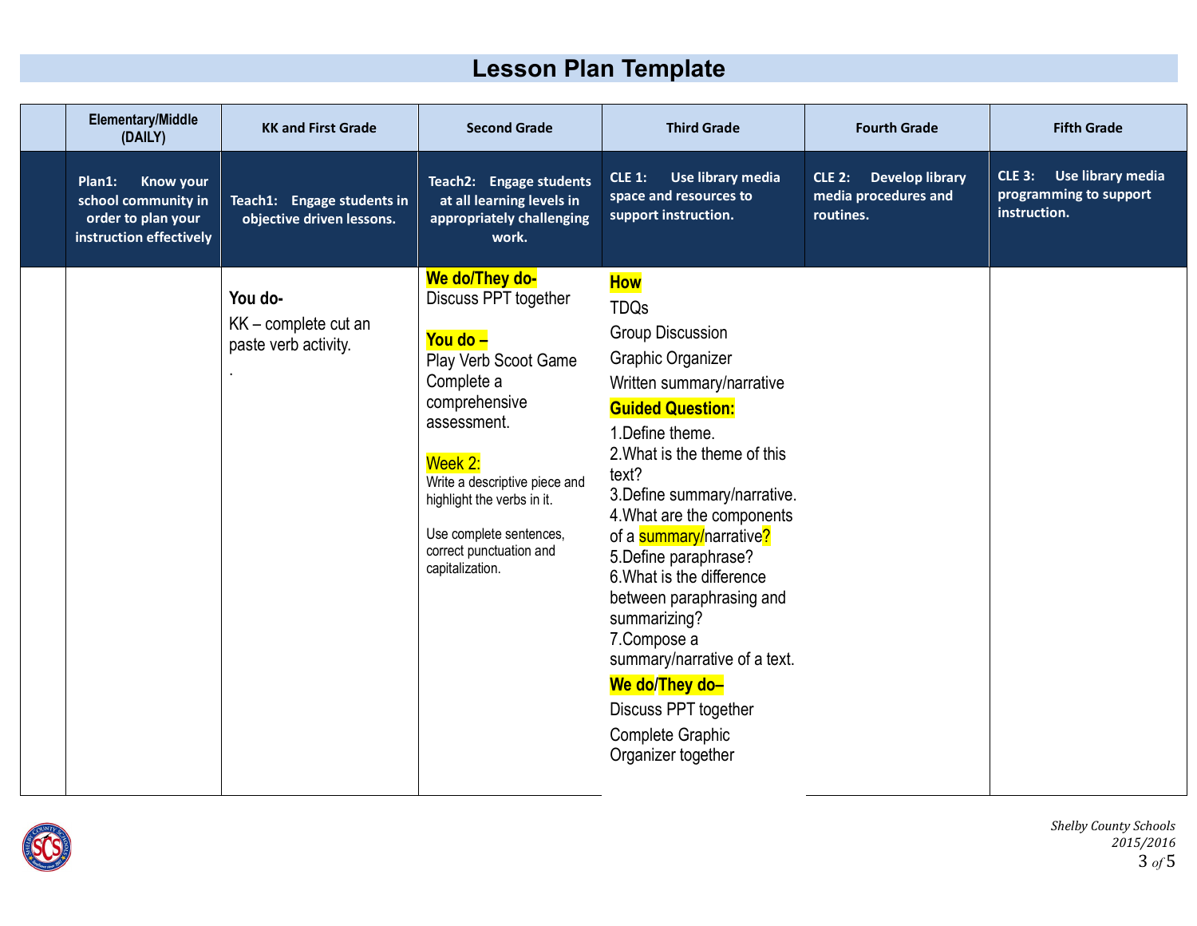# Lesson Plan Template

| | Elementary/Middle (DAILY) | KK and First Grade | Second Grade | Third Grade | Fourth Grade | Fifth Grade |
|---|---|---|---|---|---|---|
| | **Plan1: Know your school community in order to plan your instruction effectively** | **Teach1: Engage students in objective driven lessons.** | **Teach2: Engage students at all learning levels in appropriately challenging work.** | **CLE 1: Use library media space and resources to support instruction.** | **CLE 2: Develop library media procedures and routines.** | **CLE 3: Use library media programming to support instruction.** |
| | | **You do-**<br>KK – complete cut an paste verb activity.<br>. | **We do/They do-**<br>Discuss PPT together<br><br>**You do –**<br>Play Verb Scoot Game<br>Complete a comprehensive assessment.<br><br>Week 2:<br>Write a descriptive piece and highlight the verbs in it.<br><br>Use complete sentences, correct punctuation and capitalization. | **How**<br>TDQs<br>Group Discussion<br>Graphic Organizer<br>Written summary/narrative<br>**Guided Question:**<br>1.Define theme.<br>2.What is the theme of this text?<br>3.Define summary/narrative.<br>4.What are the components of a summary/narrative?<br>5.Define paraphrase?<br>6.What is the difference between paraphrasing and summarizing?<br>7.Compose a summary/narrative of a text.<br>**We do/They do–**<br>Discuss PPT together<br>Complete Graphic Organizer together | | |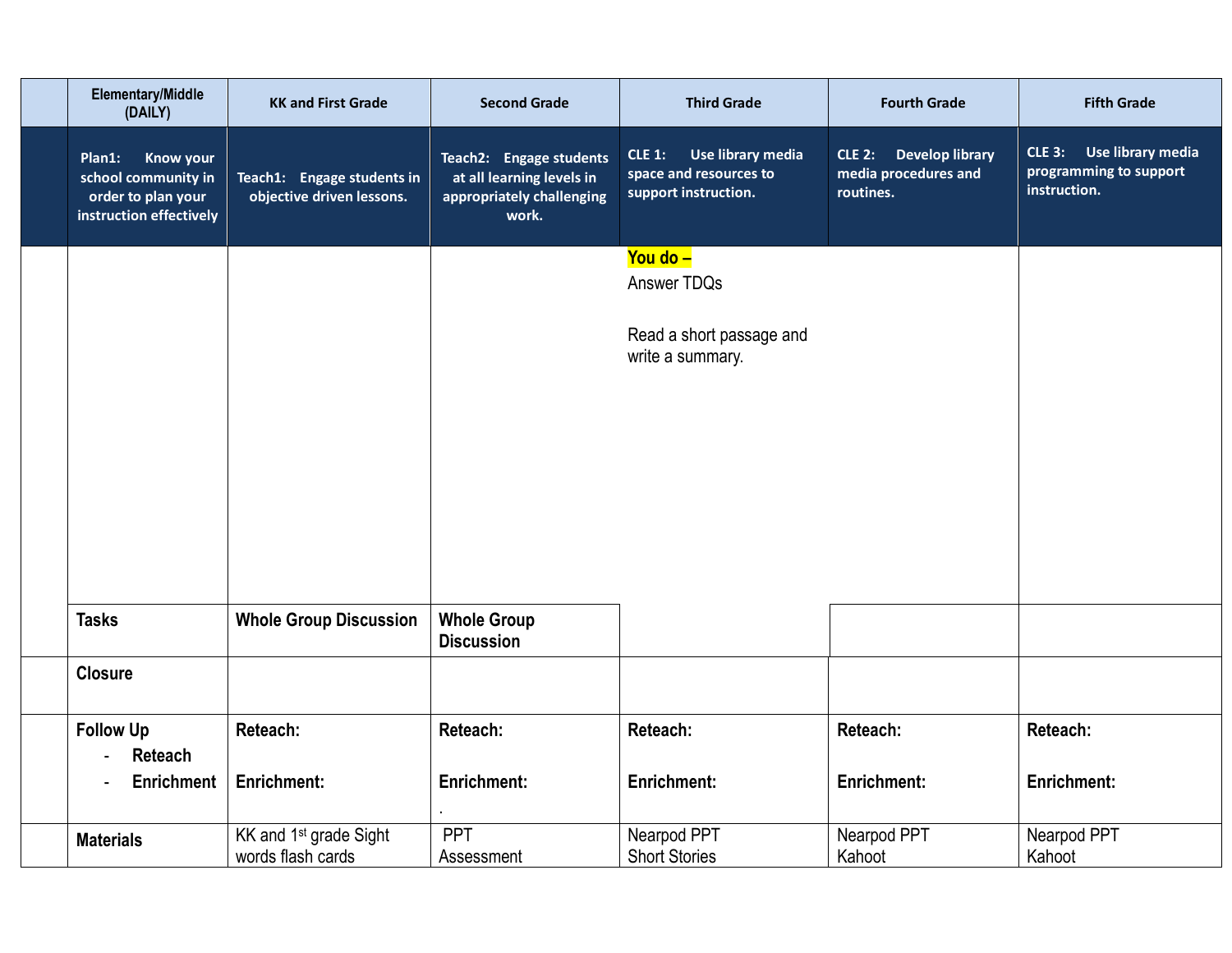| | Elementary/Middle (DAILY) | KK and First Grade | Second Grade | Third Grade | Fourth Grade | Fifth Grade |
|---|---|---|---|---|---|---|
| | **Plan1: Know your school community in order to plan your instruction effectively** | **Teach1: Engage students in objective driven lessons.** | **Teach2: Engage students at all learning levels in appropriately challenging work.** | **CLE 1: Use library media space and resources to support instruction.** | **CLE 2: Develop library media procedures and routines.** | **CLE 3: Use library media programming to support instruction.** |
| | | | | **You do –** Answer TDQs<br><br>Read a short passage and write a summary. | | |
| | **Tasks** | **Whole Group Discussion** | **Whole Group Discussion** | | | |
| | **Closure** | | | | | |
| | **Follow Up**<br>- **Reteach**<br>- **Enrichment** | **Reteach:**<br><br>**Enrichment:** | **Reteach:**<br><br>**Enrichment:**<br>. | **Reteach:**<br><br>**Enrichment:** | **Reteach:**<br><br>**Enrichment:** | **Reteach:**<br><br>**Enrichment:** |
| | **Materials** | KK and 1st grade Sight words flash cards | PPT<br>Assessment | Nearpod PPT<br>Short Stories | Nearpod PPT<br>Kahoot | Nearpod PPT<br>Kahoot |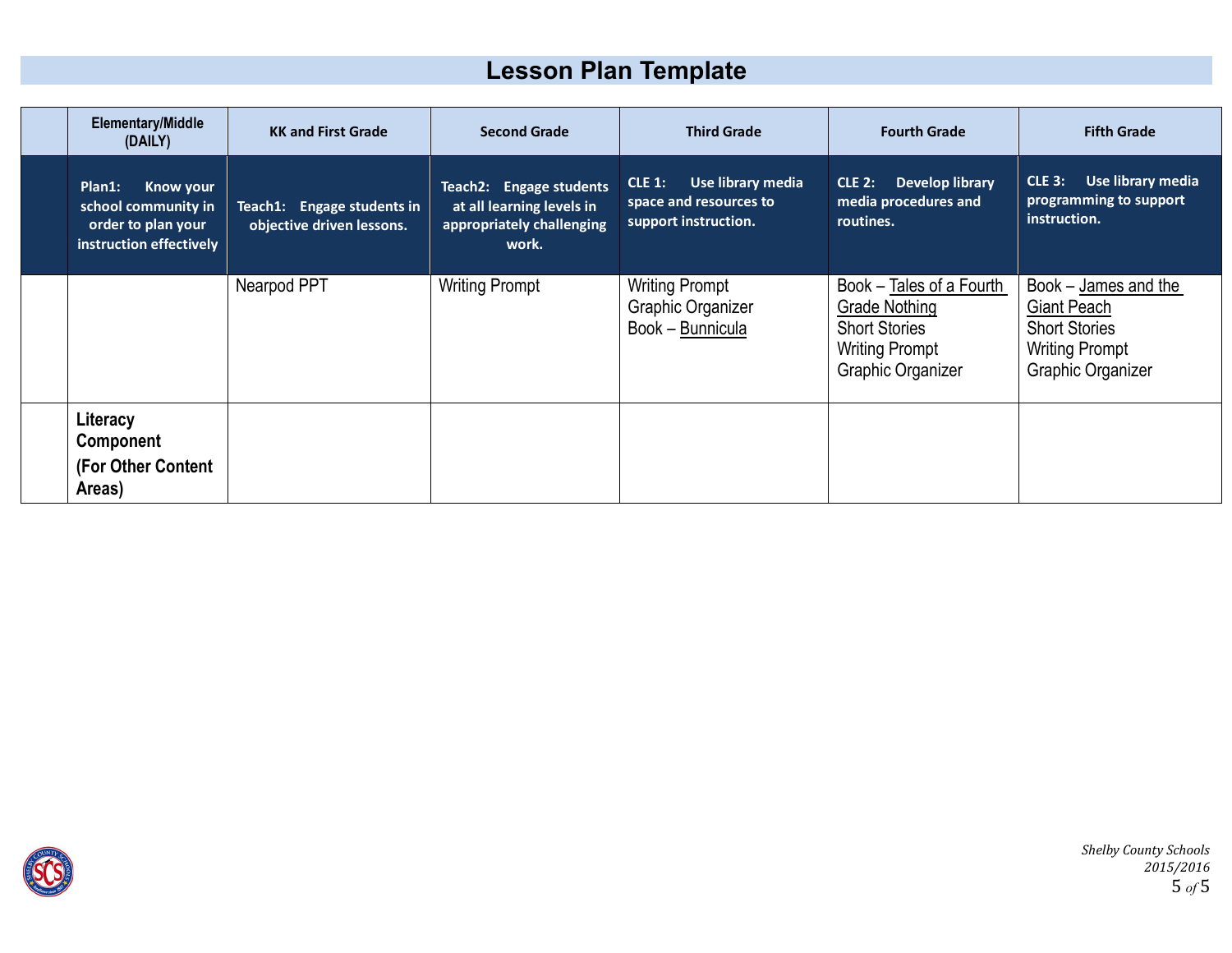# Lesson Plan Template

| | Elementary/Middle (DAILY) | KK and First Grade | Second Grade | Third Grade | Fourth Grade | Fifth Grade |
|---|---|---|---|---|---|---|
| | **Plan1: Know your school community in order to plan your instruction effectively** | **Teach1: Engage students in objective driven lessons.** | **Teach2: Engage students at all learning levels in appropriately challenging work.** | **CLE 1: Use library media space and resources to support instruction.** | **CLE 2: Develop library media procedures and routines.** | **CLE 3: Use library media programming to support instruction.** |
| | | Nearpod PPT | Writing Prompt | Writing Prompt<br>Graphic Organizer<br>Book – Bunnicula | Book – Tales of a Fourth Grade Nothing<br>Short Stories<br>Writing Prompt<br>Graphic Organizer | Book – James and the Giant Peach<br>Short Stories<br>Writing Prompt<br>Graphic Organizer |
| | **Literacy Component (For Other Content Areas)** | | | | | |

*Shelby County Schools*
*2015/2016*